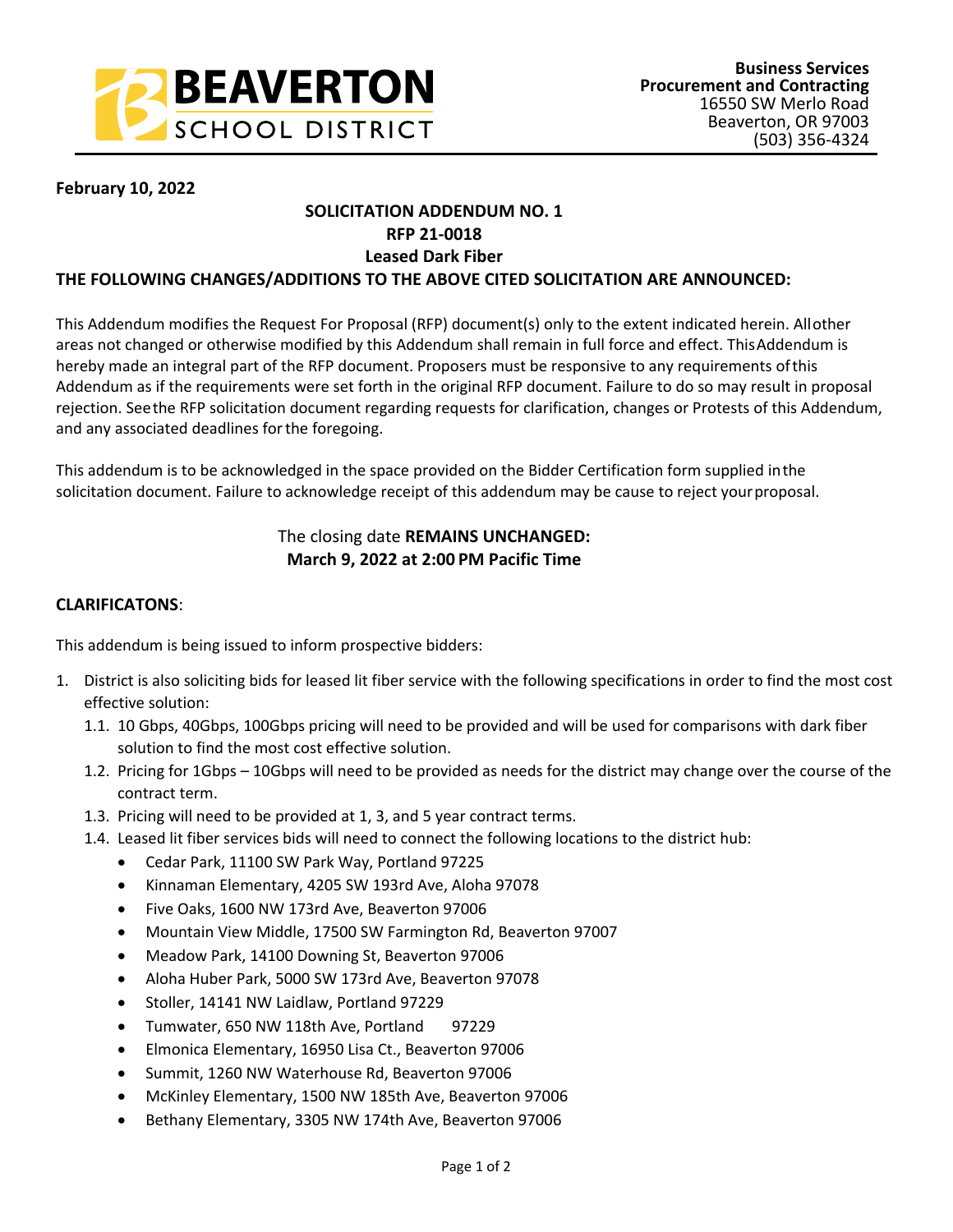**BEAVERTON SCHOOL DISTRICT**

**Business Services**
**Procurement and Contracting**
16550 SW Merlo Road
Beaverton, OR 97003
(503) 356-4324

**February 10, 2022**

**SOLICITATION ADDENDUM NO. 1**
**RFP 21-0018**
**Leased Dark Fiber**

**THE FOLLOWING CHANGES/ADDITIONS TO THE ABOVE CITED SOLICITATION ARE ANNOUNCED:**

This Addendum modifies the Request For Proposal (RFP) document(s) only to the extent indicated herein. All other areas not changed or otherwise modified by this Addendum shall remain in full force and effect. This Addendum is hereby made an integral part of the RFP document. Proposers must be responsive to any requirements of this Addendum as if the requirements were set forth in the original RFP document. Failure to do so may result in proposal rejection. See the RFP solicitation document regarding requests for clarification, changes or Protests of this Addendum, and any associated deadlines for the foregoing.

This addendum is to be acknowledged in the space provided on the Bidder Certification form supplied in the solicitation document. Failure to acknowledge receipt of this addendum may be cause to reject your proposal.

The closing date **REMAINS UNCHANGED:**
**March 9, 2022 at 2:00 PM Pacific Time**

**CLARIFICATONS**:

This addendum is being issued to inform prospective bidders:

1. District is also soliciting bids for leased lit fiber service with the following specifications in order to find the most cost effective solution:
   - 1.1. 10 Gbps, 40Gbps, 100Gbps pricing will need to be provided and will be used for comparisons with dark fiber solution to find the most cost effective solution.
   - 1.2. Pricing for 1Gbps – 10Gbps will need to be provided as needs for the district may change over the course of the contract term.
   - 1.3. Pricing will need to be provided at 1, 3, and 5 year contract terms.
   - 1.4. Leased lit fiber services bids will need to connect the following locations to the district hub:
     - Cedar Park, 11100 SW Park Way, Portland 97225
     - Kinnaman Elementary, 4205 SW 193rd Ave, Aloha 97078
     - Five Oaks, 1600 NW 173rd Ave, Beaverton 97006
     - Mountain View Middle, 17500 SW Farmington Rd, Beaverton 97007
     - Meadow Park, 14100 Downing St, Beaverton 97006
     - Aloha Huber Park, 5000 SW 173rd Ave, Beaverton 97078
     - Stoller, 14141 NW Laidlaw, Portland 97229
     - Tumwater, 650 NW 118th Ave, Portland 97229
     - Elmonica Elementary, 16950 Lisa Ct., Beaverton 97006
     - Summit, 1260 NW Waterhouse Rd, Beaverton 97006
     - McKinley Elementary, 1500 NW 185th Ave, Beaverton 97006
     - Bethany Elementary, 3305 NW 174th Ave, Beaverton 97006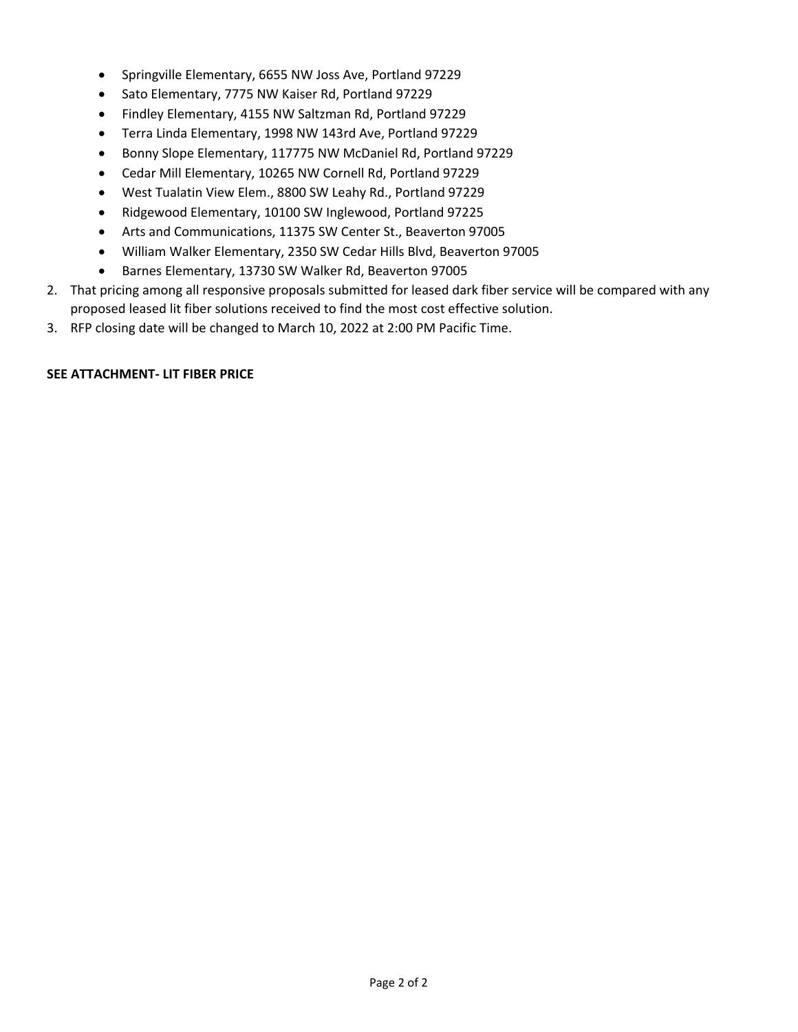- Springville Elementary, 6655 NW Joss Ave, Portland 97229
- Sato Elementary, 7775 NW Kaiser Rd, Portland 97229
- Findley Elementary, 4155 NW Saltzman Rd, Portland 97229
- Terra Linda Elementary, 1998 NW 143rd Ave, Portland 97229
- Bonny Slope Elementary, 117775 NW McDaniel Rd, Portland 97229
- Cedar Mill Elementary, 10265 NW Cornell Rd, Portland 97229
- West Tualatin View Elem., 8800 SW Leahy Rd., Portland 97229
- Ridgewood Elementary, 10100 SW Inglewood, Portland 97225
- Arts and Communications, 11375 SW Center St., Beaverton 97005
- William Walker Elementary, 2350 SW Cedar Hills Blvd, Beaverton 97005
- Barnes Elementary, 13730 SW Walker Rd, Beaverton 97005

2. That pricing among all responsive proposals submitted for leased dark fiber service will be compared with any proposed leased lit fiber solutions received to find the most cost effective solution.
3. RFP closing date will be changed to March 10, 2022 at 2:00 PM Pacific Time.

**SEE ATTACHMENT- LIT FIBER PRICE**